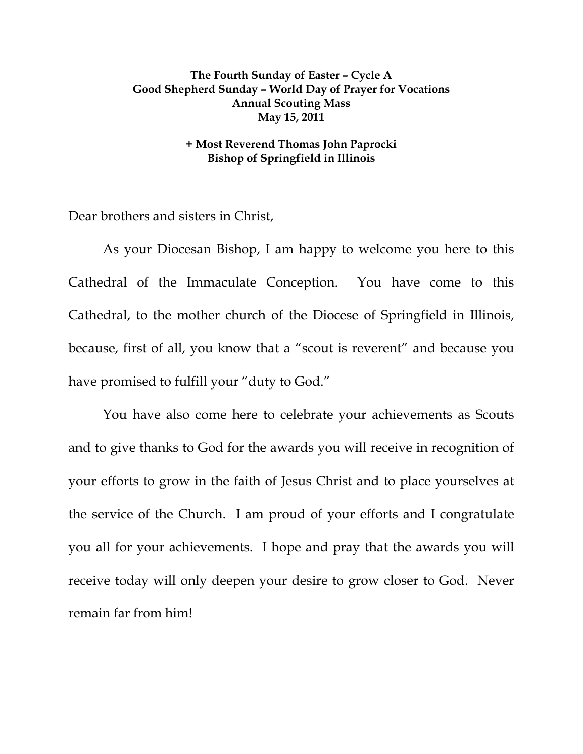**The Fourth Sunday of Easter – Cycle A**
**Good Shepherd Sunday – World Day of Prayer for Vocations**
**Annual Scouting Mass**
**May 15, 2011**

**+ Most Reverend Thomas John Paprocki**
**Bishop of Springfield in Illinois**

Dear brothers and sisters in Christ,

As your Diocesan Bishop, I am happy to welcome you here to this Cathedral of the Immaculate Conception. You have come to this Cathedral, to the mother church of the Diocese of Springfield in Illinois, because, first of all, you know that a "scout is reverent" and because you have promised to fulfill your "duty to God."

You have also come here to celebrate your achievements as Scouts and to give thanks to God for the awards you will receive in recognition of your efforts to grow in the faith of Jesus Christ and to place yourselves at the service of the Church. I am proud of your efforts and I congratulate you all for your achievements. I hope and pray that the awards you will receive today will only deepen your desire to grow closer to God. Never remain far from him!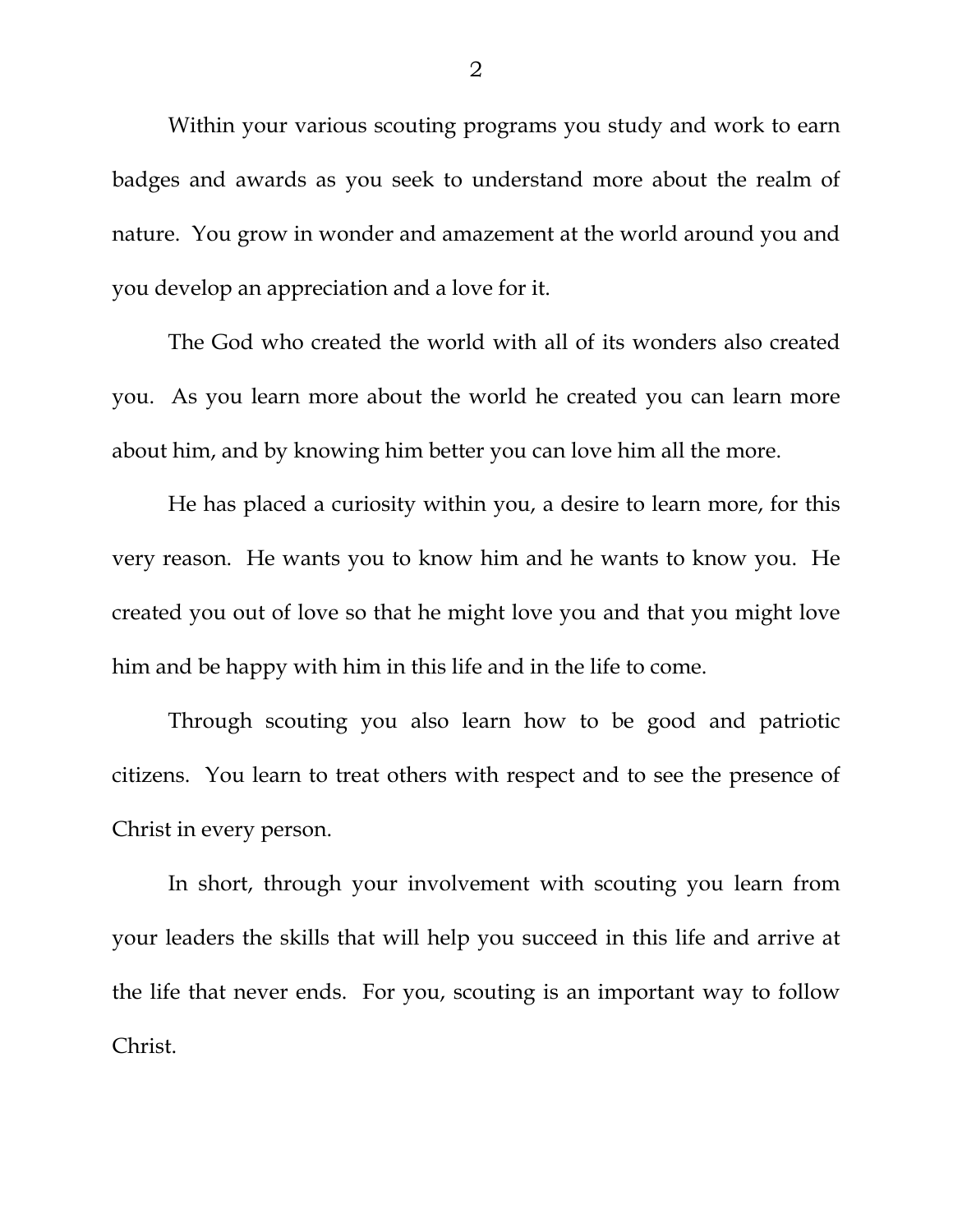Within your various scouting programs you study and work to earn badges and awards as you seek to understand more about the realm of nature. You grow in wonder and amazement at the world around you and you develop an appreciation and a love for it.

The God who created the world with all of its wonders also created you. As you learn more about the world he created you can learn more about him, and by knowing him better you can love him all the more.

He has placed a curiosity within you, a desire to learn more, for this very reason. He wants you to know him and he wants to know you. He created you out of love so that he might love you and that you might love him and be happy with him in this life and in the life to come.

Through scouting you also learn how to be good and patriotic citizens. You learn to treat others with respect and to see the presence of Christ in every person.

In short, through your involvement with scouting you learn from your leaders the skills that will help you succeed in this life and arrive at the life that never ends. For you, scouting is an important way to follow Christ.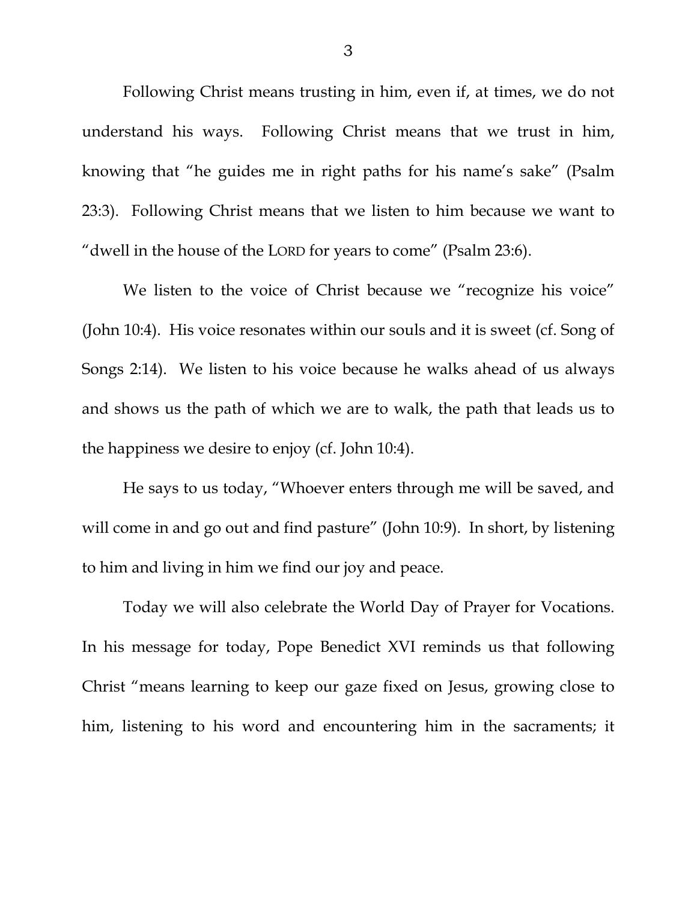Following Christ means trusting in him, even if, at times, we do not understand his ways. Following Christ means that we trust in him, knowing that "he guides me in right paths for his name's sake" (Psalm 23:3). Following Christ means that we listen to him because we want to "dwell in the house of the LORD for years to come" (Psalm 23:6).

We listen to the voice of Christ because we "recognize his voice" (John 10:4). His voice resonates within our souls and it is sweet (cf. Song of Songs 2:14). We listen to his voice because he walks ahead of us always and shows us the path of which we are to walk, the path that leads us to the happiness we desire to enjoy (cf. John 10:4).

He says to us today, "Whoever enters through me will be saved, and will come in and go out and find pasture" (John 10:9). In short, by listening to him and living in him we find our joy and peace.

Today we will also celebrate the World Day of Prayer for Vocations. In his message for today, Pope Benedict XVI reminds us that following Christ "means learning to keep our gaze fixed on Jesus, growing close to him, listening to his word and encountering him in the sacraments; it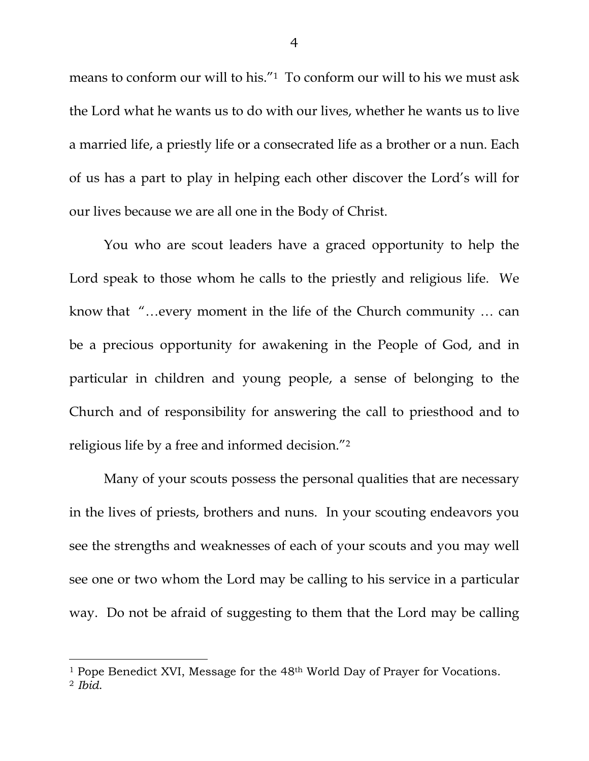means to conform our will to his."[1] To conform our will to his we must ask the Lord what he wants us to do with our lives, whether he wants us to live a married life, a priestly life or a consecrated life as a brother or a nun. Each of us has a part to play in helping each other discover the Lord's will for our lives because we are all one in the Body of Christ.

You who are scout leaders have a graced opportunity to help the Lord speak to those whom he calls to the priestly and religious life. We know that "…every moment in the life of the Church community … can be a precious opportunity for awakening in the People of God, and in particular in children and young people, a sense of belonging to the Church and of responsibility for answering the call to priesthood and to religious life by a free and informed decision."[2]

Many of your scouts possess the personal qualities that are necessary in the lives of priests, brothers and nuns. In your scouting endeavors you see the strengths and weaknesses of each of your scouts and you may well see one or two whom the Lord may be calling to his service in a particular way. Do not be afraid of suggesting to them that the Lord may be calling

---

[1] Pope Benedict XVI, Message for the 48th World Day of Prayer for Vocations.
[2] *Ibid.*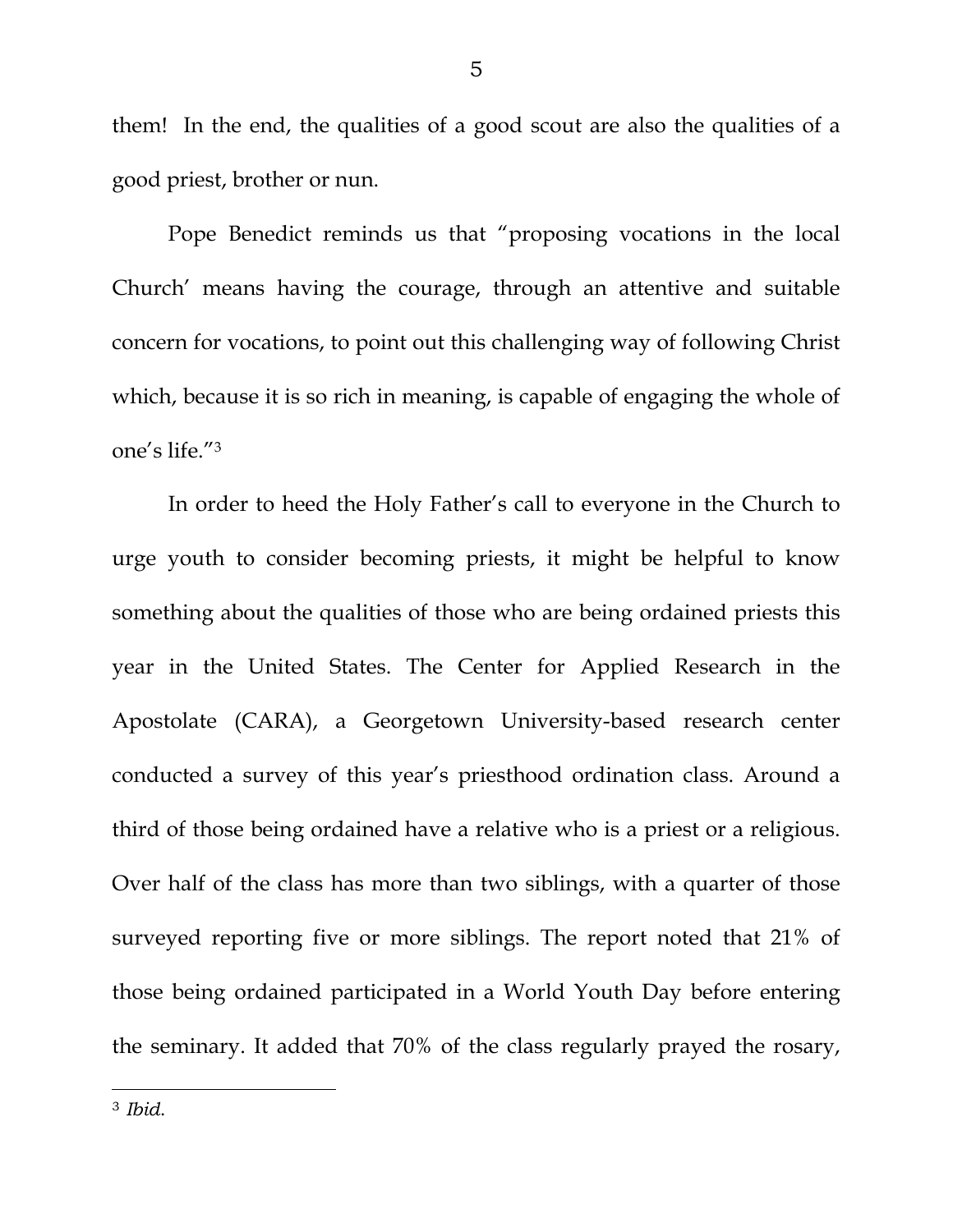them! In the end, the qualities of a good scout are also the qualities of a good priest, brother or nun.

Pope Benedict reminds us that "proposing vocations in the local Church' means having the courage, through an attentive and suitable concern for vocations, to point out this challenging way of following Christ which, because it is so rich in meaning, is capable of engaging the whole of one's life."[3]

In order to heed the Holy Father's call to everyone in the Church to urge youth to consider becoming priests, it might be helpful to know something about the qualities of those who are being ordained priests this year in the United States. The Center for Applied Research in the Apostolate (CARA), a Georgetown University-based research center conducted a survey of this year's priesthood ordination class. Around a third of those being ordained have a relative who is a priest or a religious. Over half of the class has more than two siblings, with a quarter of those surveyed reporting five or more siblings. The report noted that 21% of those being ordained participated in a World Youth Day before entering the seminary. It added that 70% of the class regularly prayed the rosary,

---

[3] *Ibid.*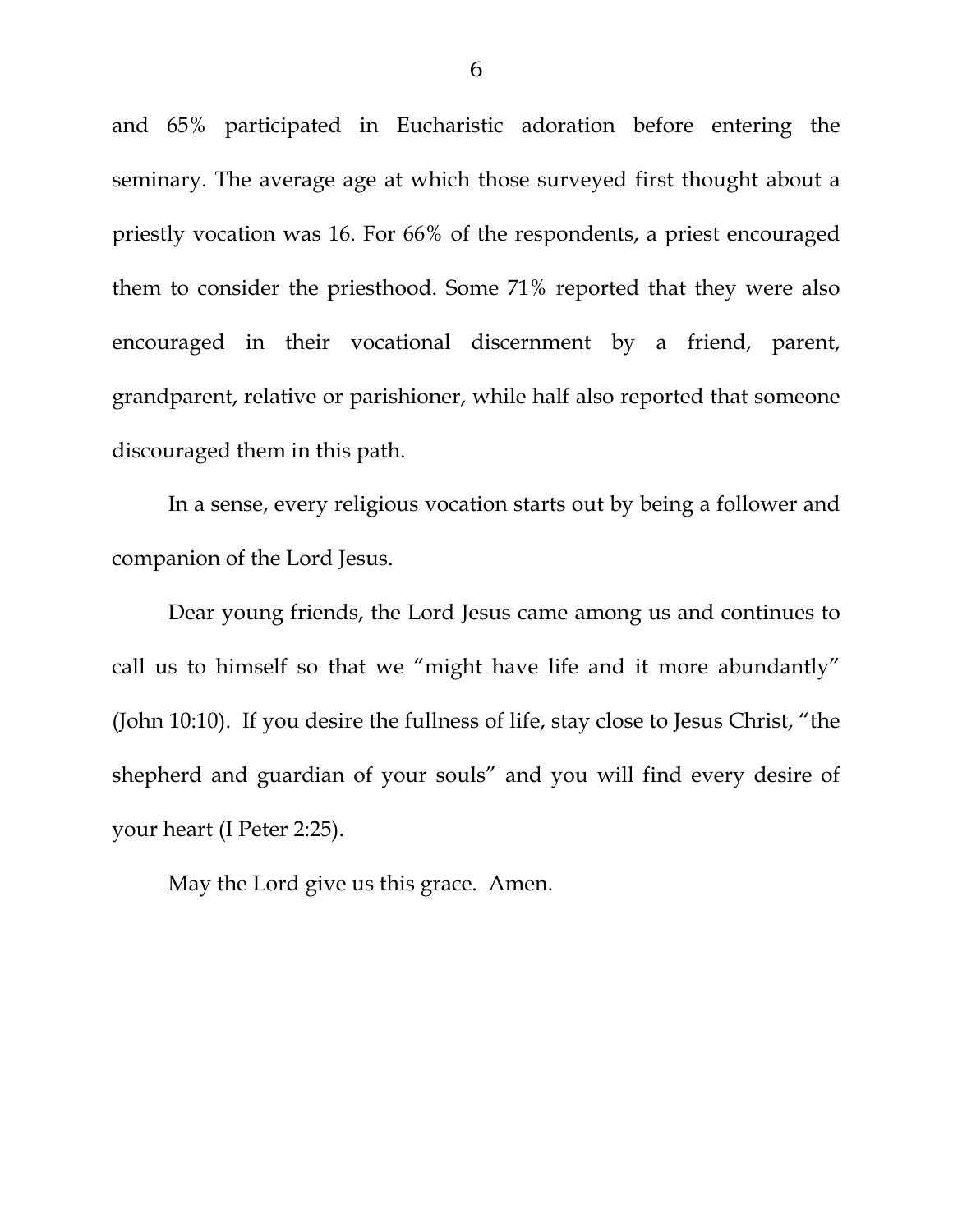and 65% participated in Eucharistic adoration before entering the seminary. The average age at which those surveyed first thought about a priestly vocation was 16. For 66% of the respondents, a priest encouraged them to consider the priesthood. Some 71% reported that they were also encouraged in their vocational discernment by a friend, parent, grandparent, relative or parishioner, while half also reported that someone discouraged them in this path.

In a sense, every religious vocation starts out by being a follower and companion of the Lord Jesus.

Dear young friends, the Lord Jesus came among us and continues to call us to himself so that we "might have life and it more abundantly" (John 10:10). If you desire the fullness of life, stay close to Jesus Christ, "the shepherd and guardian of your souls" and you will find every desire of your heart (I Peter 2:25).

May the Lord give us this grace. Amen.